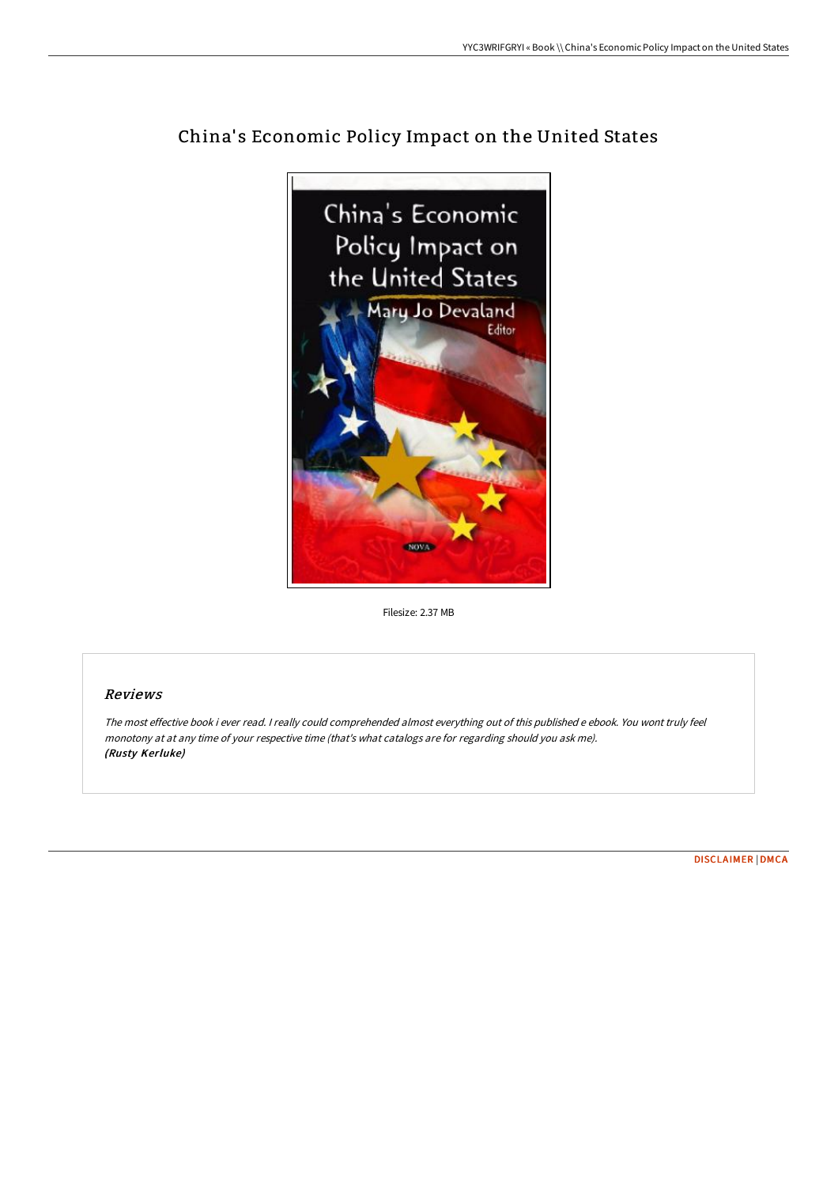# China's Economic Policy Impact on the United States

Filesize: 2.37 MB

## Reviews

*The most effective book i ever read. I really could comprehended almost everything out of this published e ebook. You wont truly feel monotony at at any time of your respective time (that's what catalogs are for regarding should you ask me).*
***(Rusty Kerluke)***

DISCLAIMER | DMCA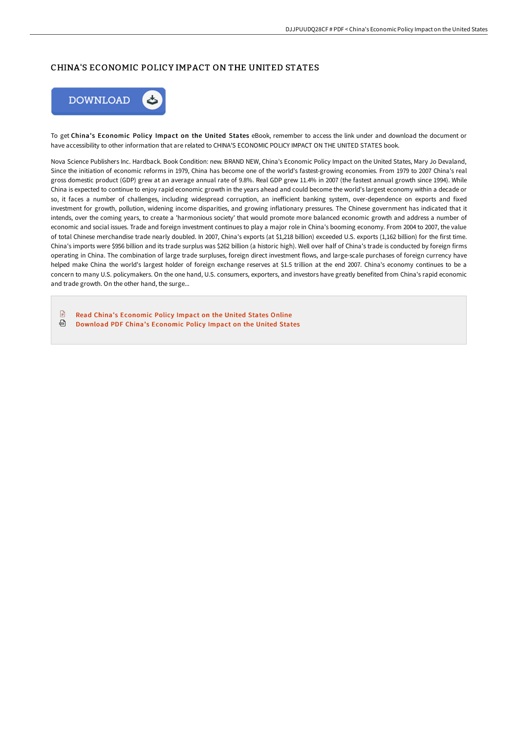# CHINA'S ECONOMIC POLICY IMPACT ON THE UNITED STATES

To get **China's Economic Policy Impact on the United States** eBook, remember to access the link under and download the document or have accessibility to other information that are related to CHINA'S ECONOMIC POLICY IMPACT ON THE UNITED STATES book.

Nova Science Publishers Inc. Hardback. Book Condition: new. BRAND NEW, China's Economic Policy Impact on the United States, Mary Jo Devaland, Since the initiation of economic reforms in 1979, China has become one of the world's fastest-growing economies. From 1979 to 2007 China's real gross domestic product (GDP) grew at an average annual rate of 9.8%. Real GDP grew 11.4% in 2007 (the fastest annual growth since 1994). While China is expected to continue to enjoy rapid economic growth in the years ahead and could become the world's largest economy within a decade or so, it faces a number of challenges, including widespread corruption, an inefficient banking system, over-dependence on exports and fixed investment for growth, pollution, widening income disparities, and growing inflationary pressures. The Chinese government has indicated that it intends, over the coming years, to create a 'harmonious society' that would promote more balanced economic growth and address a number of economic and social issues. Trade and foreign investment continues to play a major role in China's booming economy. From 2004 to 2007, the value of total Chinese merchandise trade nearly doubled. In 2007, China's exports (at $1,218 billion) exceeded U.S. exports (1,162 billion) for the first time. China's imports were $956 billion and its trade surplus was $262 billion (a historic high). Well over half of China's trade is conducted by foreign firms operating in China. The combination of large trade surpluses, foreign direct investment flows, and large-scale purchases of foreign currency have helped make China the world's largest holder of foreign exchange reserves at $1.5 trillion at the end 2007. China's economy continues to be a concern to many U.S. policymakers. On the one hand, U.S. consumers, exporters, and investors have greatly benefited from China's rapid economic and trade growth. On the other hand, the surge...

- Read China's Economic Policy Impact on the United States Online
- Download PDF China's Economic Policy Impact on the United States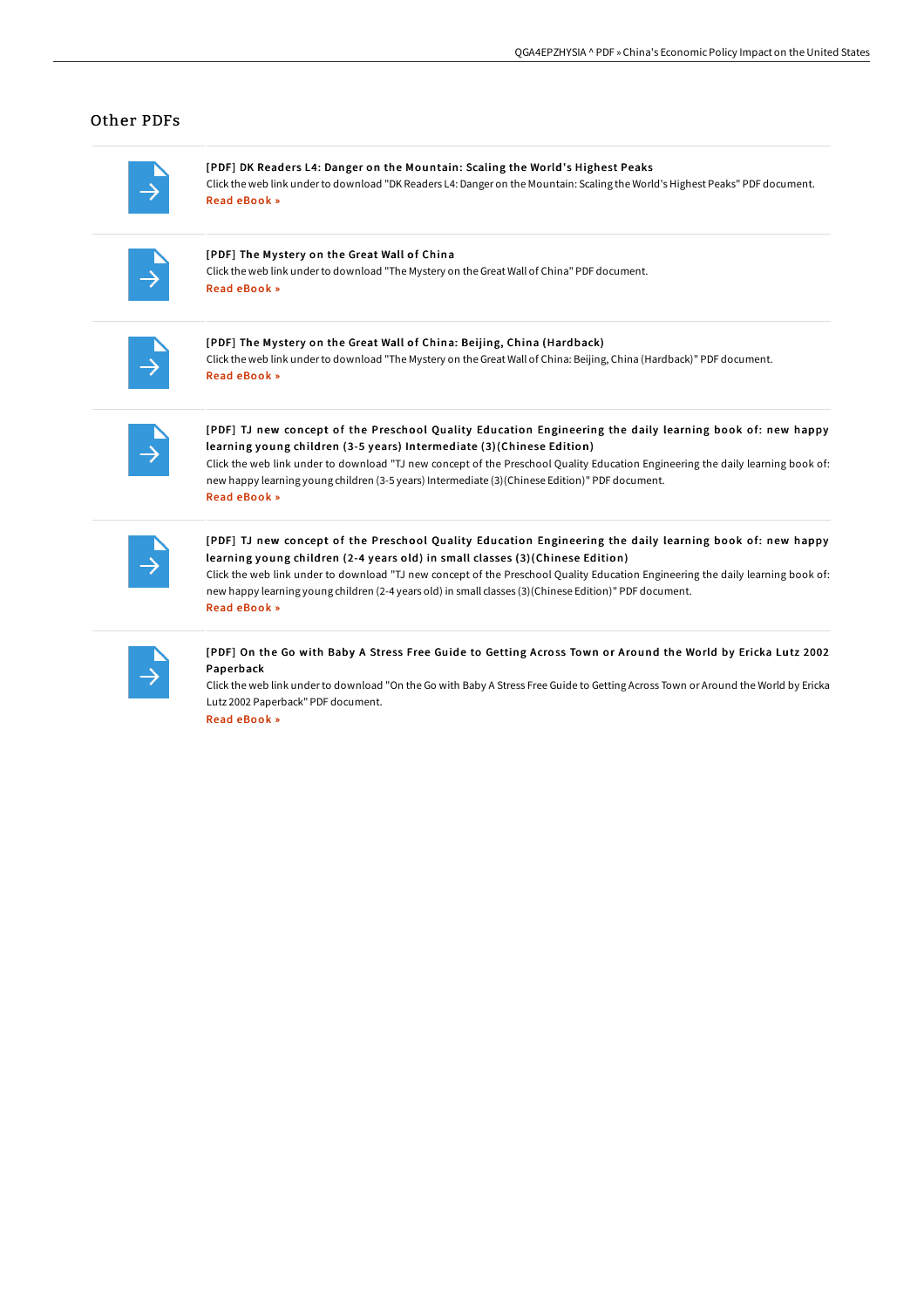## Other PDFs

[PDF] DK Readers L4: Danger on the Mountain: Scaling the World's Highest Peaks
Click the web link under to download "DK Readers L4: Danger on the Mountain: Scaling the World's Highest Peaks" PDF document.
Read eBook »

[PDF] The Mystery on the Great Wall of China
Click the web link under to download "The Mystery on the Great Wall of China" PDF document.
Read eBook »

[PDF] The Mystery on the Great Wall of China: Beijing, China (Hardback)
Click the web link under to download "The Mystery on the Great Wall of China: Beijing, China (Hardback)" PDF document.
Read eBook »

[PDF] TJ new concept of the Preschool Quality Education Engineering the daily learning book of: new happy learning young children (3-5 years) Intermediate (3)(Chinese Edition)
Click the web link under to download "TJ new concept of the Preschool Quality Education Engineering the daily learning book of: new happy learning young children (3-5 years) Intermediate (3)(Chinese Edition)" PDF document.
Read eBook »

[PDF] TJ new concept of the Preschool Quality Education Engineering the daily learning book of: new happy learning young children (2-4 years old) in small classes (3)(Chinese Edition)
Click the web link under to download "TJ new concept of the Preschool Quality Education Engineering the daily learning book of: new happy learning young children (2-4 years old) in small classes (3)(Chinese Edition)" PDF document.
Read eBook »

[PDF] On the Go with Baby A Stress Free Guide to Getting Across Town or Around the World by Ericka Lutz 2002 Paperback
Click the web link under to download "On the Go with Baby A Stress Free Guide to Getting Across Town or Around the World by Ericka Lutz 2002 Paperback" PDF document.
Read eBook »